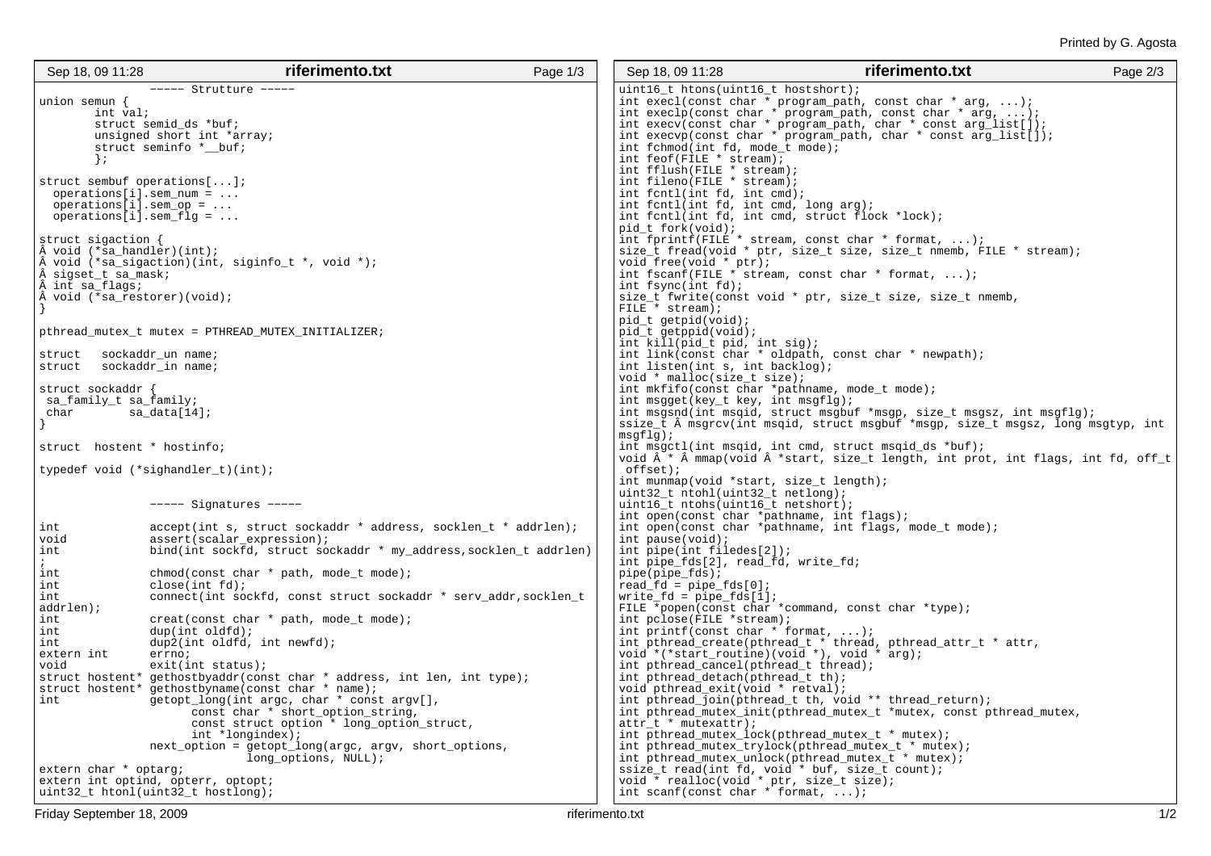```
               ----- Strutture -----
union semun {
        int val;
        struct semid_ds *buf;
        unsigned short int *array;
        struct seminfo *__buf;
        };

struct sembuf operations[...];
  operations[i].sem_num = ...
  operations[i].sem_op = ...
  operations[i].sem_flg = ...

struct sigaction {
Â void (*sa_handler)(int);
Â void (*sa_sigaction)(int, siginfo_t *, void *);
Â sigset_t sa_mask;
Â int sa_flags;
Â void (*sa_restorer)(void);
}

pthread_mutex_t mutex = PTHREAD_MUTEX_INITIALIZER;

struct   sockaddr_un name;
struct   sockaddr_in name;

struct sockaddr {
 sa_family_t sa_family;
 char        sa_data[14];
}

struct  hostent * hostinfo;

typedef void (*sighandler_t)(int);


               ----- Signatures -----

int             accept(int s, struct sockaddr * address, socklen_t * addrlen);
void            assert(scalar_expression);
int             bind(int sockfd, struct sockaddr * my_address,socklen_t addrlen)
;
int             chmod(const char * path, mode_t mode);
int             close(int fd);
int             connect(int sockfd, const struct sockaddr * serv_addr,socklen_t
addrlen);
int             creat(const char * path, mode_t mode);
int             dup(int oldfd);
int             dup2(int oldfd, int newfd);
extern int      errno;
void            exit(int status);
struct hostent* gethostbyaddr(const char * address, int len, int type);
struct hostent* gethostbyname(const char * name);
int             getopt_long(int argc, char * const argv[],
                       const char * short_option_string,
                       const struct option * long_option_struct,
                       int *longindex);
                next_option = getopt_long(argc, argv, short_options,
                                long_options, NULL);
extern char * optarg;
extern int optind, opterr, optopt;
uint32_t htonl(uint32_t hostlong);
uint16_t htons(uint16_t hostshort);
int execl(const char * program_path, const char * arg, ...);
int execlp(const char * program_path, const char * arg, ...);
int execv(const char * program_path, char * const arg_list[]);
int execvp(const char * program_path, char * const arg_list[]);
int fchmod(int fd, mode_t mode);
int feof(FILE * stream);
int fflush(FILE * stream);
int fileno(FILE * stream);
int fcntl(int fd, int cmd);
int fcntl(int fd, int cmd, long arg);
int fcntl(int fd, int cmd, struct flock *lock);
pid_t fork(void);
int fprintf(FILE * stream, const char * format, ...);
size_t fread(void * ptr, size_t size, size_t nmemb, FILE * stream);
void free(void * ptr);
int fscanf(FILE * stream, const char * format, ...);
int fsync(int fd);
size_t fwrite(const void * ptr, size_t size, size_t nmemb,
FILE * stream);
pid_t getpid(void);
pid_t getppid(void);
int kill(pid_t pid, int sig);
int link(const char * oldpath, const char * newpath);
int listen(int s, int backlog);
void * malloc(size_t size);
int mkfifo(const char *pathname, mode_t mode);
int msgget(key_t key, int msgflg);
int msgsnd(int msqid, struct msgbuf *msgp, size_t msgsz, int msgflg);
ssize_t Â msgrcv(int msqid, struct msgbuf *msgp, size_t msgsz, long msgtyp, int
msgflg);
int msgctl(int msqid, int cmd, struct msqid_ds *buf);
void Â * Â mmap(void Â *start, size_t length, int prot, int flags, int fd, off_t
 offset);
int munmap(void *start, size_t length);
uint32_t ntohl(uint32_t netlong);
uint16_t ntohs(uint16_t netshort);
int open(const char *pathname, int flags);
int open(const char *pathname, int flags, mode_t mode);
int pause(void);
int pipe(int filedes[2]);
int pipe_fds[2], read_fd, write_fd;
pipe(pipe_fds);
read_fd = pipe_fds[0];
write_fd = pipe_fds[1];
FILE *popen(const char *command, const char *type);
int pclose(FILE *stream);
int printf(const char * format, ...);
int pthread_create(pthread_t * thread, pthread_attr_t * attr,
void *(*start_routine)(void *), void * arg);
int pthread_cancel(pthread_t thread);
int pthread_detach(pthread_t th);
void pthread_exit(void * retval);
int pthread_join(pthread_t th, void ** thread_return);
int pthread_mutex_init(pthread_mutex_t *mutex, const pthread_mutex,
attr_t * mutexattr);
int pthread_mutex_lock(pthread_mutex_t * mutex);
int pthread_mutex_trylock(pthread_mutex_t * mutex);
int pthread_mutex_unlock(pthread_mutex_t * mutex);
ssize_t read(int fd, void * buf, size_t count);
void * realloc(void * ptr, size_t size);
int scanf(const char * format, ...);
```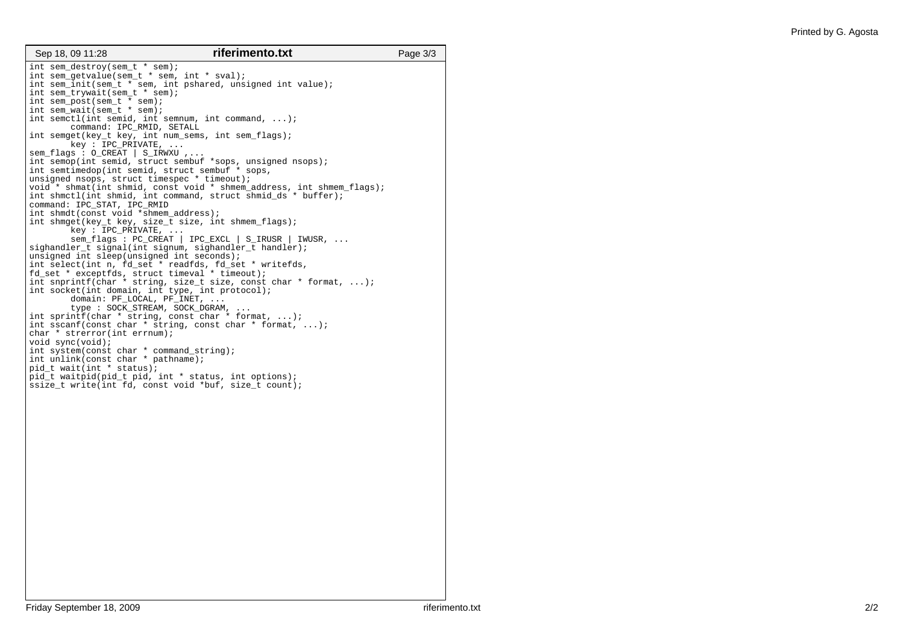```
int sem_destroy(sem_t * sem);
int sem_getvalue(sem_t * sem, int * sval);
int sem_init(sem_t * sem, int pshared, unsigned int value);
int sem_trywait(sem_t * sem);
int sem_post(sem_t * sem);
int sem_wait(sem_t * sem);
int semctl(int semid, int semnum, int command, ...);
        command: IPC_RMID, SETALL
int semget(key_t key, int num_sems, int sem_flags);
        key : IPC_PRIVATE, ...
sem_flags : O_CREAT | S_IRWXU ,...
int semop(int semid, struct sembuf *sops, unsigned nsops);
int semtimedop(int semid, struct sembuf * sops,
unsigned nsops, struct timespec * timeout);
void * shmat(int shmid, const void * shmem_address, int shmem_flags);
int shmctl(int shmid, int command, struct shmid_ds * buffer);
command: IPC_STAT, IPC_RMID
int shmdt(const void *shmem_address);
int shmget(key_t key, size_t size, int shmem_flags);
        key : IPC_PRIVATE, ...
        sem_flags : PC_CREAT | IPC_EXCL | S_IRUSR | IWUSR, ...
sighandler_t signal(int signum, sighandler_t handler);
unsigned int sleep(unsigned int seconds);
int select(int n, fd_set * readfds, fd_set * writefds,
fd_set * exceptfds, struct timeval * timeout);
int snprintf(char * string, size_t size, const char * format, ...);
int socket(int domain, int type, int protocol);
        domain: PF_LOCAL, PF_INET, ...
        type : SOCK_STREAM, SOCK_DGRAM, ...
int sprintf(char * string, const char * format, ...);
int sscanf(const char * string, const char * format, ...);
char * strerror(int errnum);
void sync(void);
int system(const char * command_string);
int unlink(const char * pathname);
pid_t wait(int * status);
pid_t waitpid(pid_t pid, int * status, int options);
ssize_t write(int fd, const void *buf, size_t count);
```